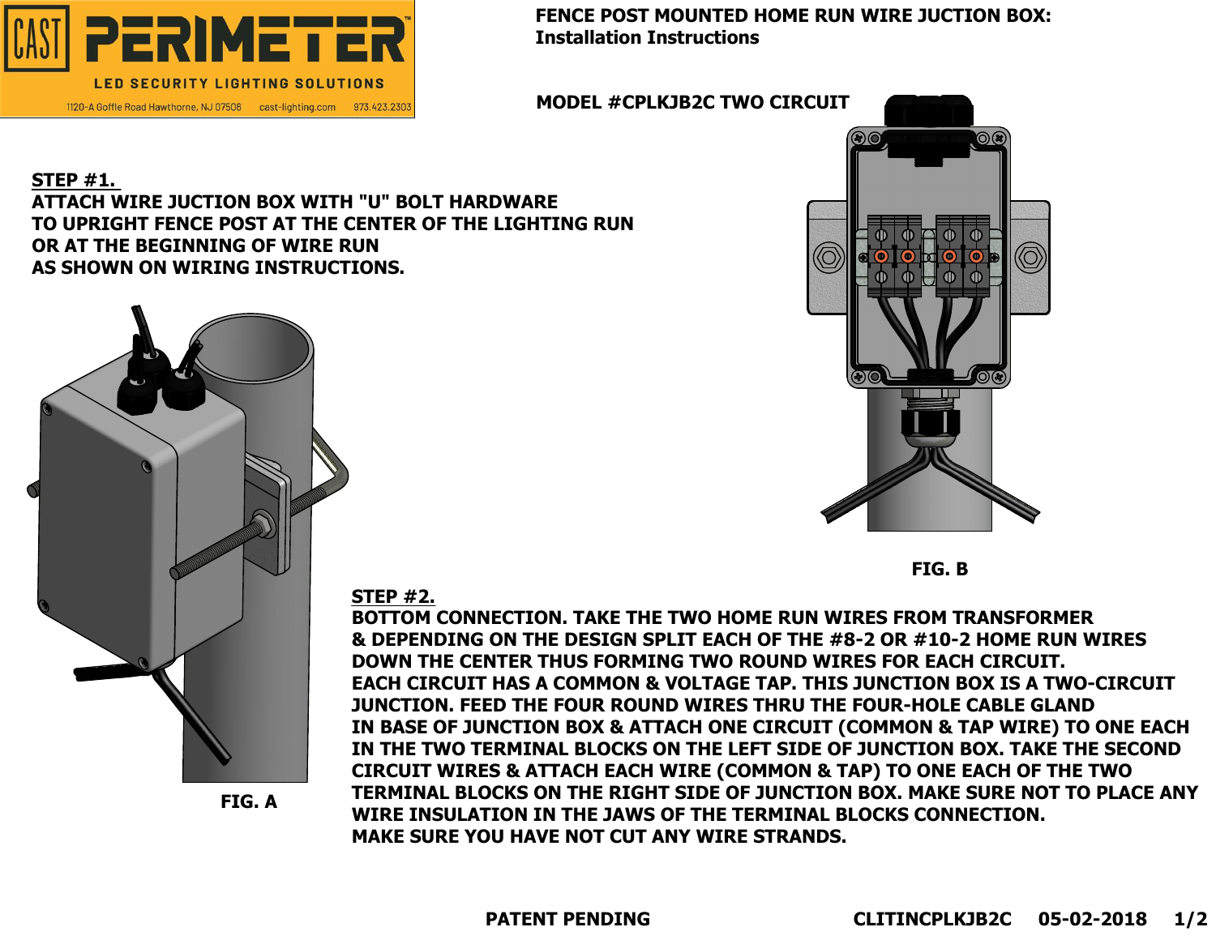CAST PERIMETER™

LED SECURITY LIGHTING SOLUTIONS

1120-A Goffle Road Hawthorne, NJ 07506 cast-lighting.com 973.423.2303

# FENCE POST MOUNTED HOME RUN WIRE JUCTION BOX: Installation Instructions

## MODEL #CPLKJB2C TWO CIRCUIT

**STEP #1.**
**ATTACH WIRE JUCTION BOX WITH "U" BOLT HARDWARE TO UPRIGHT FENCE POST AT THE CENTER OF THE LIGHTING RUN OR AT THE BEGINNING OF WIRE RUN AS SHOWN ON WIRING INSTRUCTIONS.**

FIG. A

FIG. B

**STEP #2.**
**BOTTOM CONNECTION. TAKE THE TWO HOME RUN WIRES FROM TRANSFORMER & DEPENDING ON THE DESIGN SPLIT EACH OF THE #8-2 OR #10-2 HOME RUN WIRES DOWN THE CENTER THUS FORMING TWO ROUND WIRES FOR EACH CIRCUIT. EACH CIRCUIT HAS A COMMON & VOLTAGE TAP. THIS JUNCTION BOX IS A TWO-CIRCUIT JUNCTION. FEED THE FOUR ROUND WIRES THRU THE FOUR-HOLE CABLE GLAND IN BASE OF JUNCTION BOX & ATTACH ONE CIRCUIT (COMMON & TAP WIRE) TO ONE EACH IN THE TWO TERMINAL BLOCKS ON THE LEFT SIDE OF JUNCTION BOX. TAKE THE SECOND CIRCUIT WIRES & ATTACH EACH WIRE (COMMON & TAP) TO ONE EACH OF THE TWO TERMINAL BLOCKS ON THE RIGHT SIDE OF JUNCTION BOX. MAKE SURE NOT TO PLACE ANY WIRE INSULATION IN THE JAWS OF THE TERMINAL BLOCKS CONNECTION. MAKE SURE YOU HAVE NOT CUT ANY WIRE STRANDS.**

PATENT PENDING CLITINCPLKJB2C 05-02-2018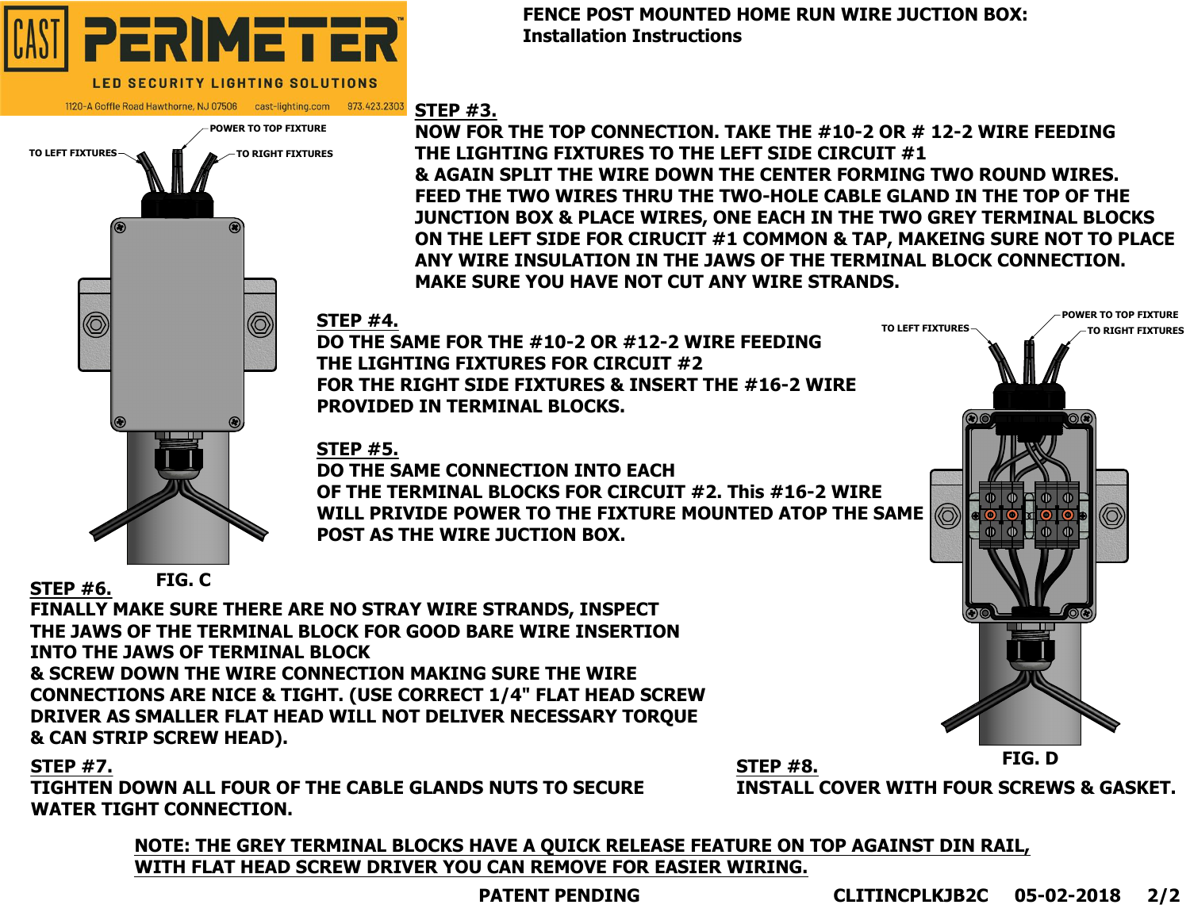**CAST PERIMETER**

**LED SECURITY LIGHTING SOLUTIONS**

1120-A Goffle Road Hawthorne, NJ 07506 cast-lighting.com 973.423.2303

# FENCE POST MOUNTED HOME RUN WIRE JUCTION BOX: Installation Instructions

TO LEFT FIXTURES

POWER TO TOP FIXTURE

TO RIGHT FIXTURES

FIG. C

## STEP #3.

NOW FOR THE TOP CONNECTION. TAKE THE #10-2 OR # 12-2 WIRE FEEDING THE LIGHTING FIXTURES TO THE LEFT SIDE CIRCUIT #1 & AGAIN SPLIT THE WIRE DOWN THE CENTER FORMING TWO ROUND WIRES. FEED THE TWO WIRES THRU THE TWO-HOLE CABLE GLAND IN THE TOP OF THE JUNCTION BOX & PLACE WIRES, ONE EACH IN THE TWO GREY TERMINAL BLOCKS ON THE LEFT SIDE FOR CIRUCIT #1 COMMON & TAP, MAKEING SURE NOT TO PLACE ANY WIRE INSULATION IN THE JAWS OF THE TERMINAL BLOCK CONNECTION. MAKE SURE YOU HAVE NOT CUT ANY WIRE STRANDS.

## STEP #4.

DO THE SAME FOR THE #10-2 OR #12-2 WIRE FEEDING THE LIGHTING FIXTURES FOR CIRCUIT #2 FOR THE RIGHT SIDE FIXTURES & INSERT THE #16-2 WIRE PROVIDED IN TERMINAL BLOCKS.

## STEP #5.

DO THE SAME CONNECTION INTO EACH OF THE TERMINAL BLOCKS FOR CIRCUIT #2. This #16-2 WIRE WILL PRIVIDE POWER TO THE FIXTURE MOUNTED ATOP THE SAME POST AS THE WIRE JUCTION BOX.

TO LEFT FIXTURES

POWER TO TOP FIXTURE

TO RIGHT FIXTURES

FIG. D

## STEP #6.

FINALLY MAKE SURE THERE ARE NO STRAY WIRE STRANDS, INSPECT THE JAWS OF THE TERMINAL BLOCK FOR GOOD BARE WIRE INSERTION INTO THE JAWS OF TERMINAL BLOCK & SCREW DOWN THE WIRE CONNECTION MAKING SURE THE WIRE CONNECTIONS ARE NICE & TIGHT. (USE CORRECT 1/4" FLAT HEAD SCREW DRIVER AS SMALLER FLAT HEAD WILL NOT DELIVER NECESSARY TORQUE & CAN STRIP SCREW HEAD).

## STEP #7.

TIGHTEN DOWN ALL FOUR OF THE CABLE GLANDS NUTS TO SECURE WATER TIGHT CONNECTION.

## STEP #8.

INSTALL COVER WITH FOUR SCREWS & GASKET.

**NOTE: THE GREY TERMINAL BLOCKS HAVE A QUICK RELEASE FEATURE ON TOP AGAINST DIN RAIL, WITH FLAT HEAD SCREW DRIVER YOU CAN REMOVE FOR EASIER WIRING.**

PATENT PENDING

CLITINCPLKJB2C 05-02-2018